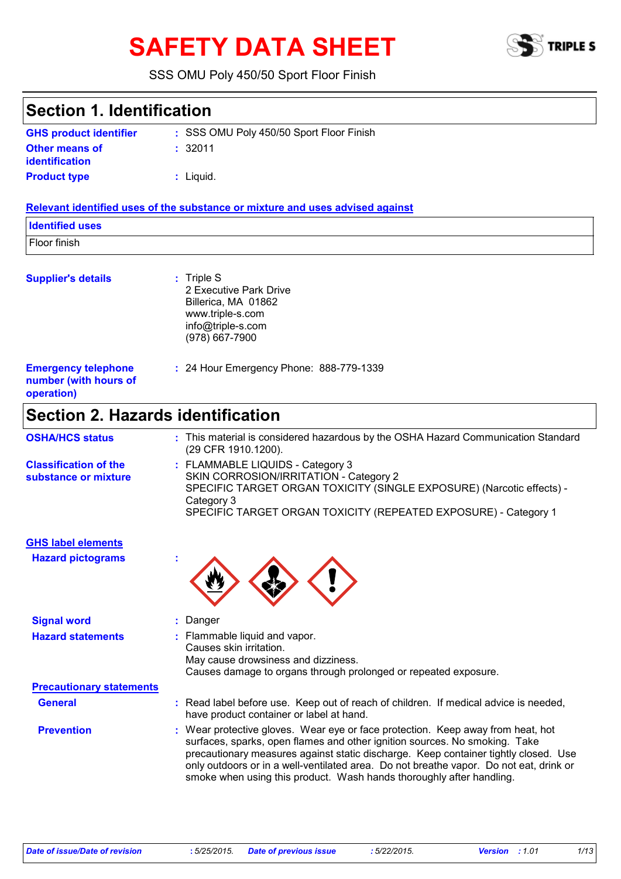# SAFETY DATA SHEET

SSS OMU Poly 450/50 Sport Floor Finish

## Section 1. Identification

**GHS product identifier** : SSS OMU Poly 450/50 Sport Floor Finish

**Other means of identification** : 32011

**Product type** : Liquid.

**Relevant identified uses of the substance or mixture and uses advised against**

| Identified uses |
|---|
| Floor finish |

**Supplier's details** : Triple S
2 Executive Park Drive
Billerica, MA 01862
www.triple-s.com
info@triple-s.com
(978) 667-7900

**Emergency telephone number (with hours of operation)** : 24 Hour Emergency Phone: 888-779-1339

## Section 2. Hazards identification

**OSHA/HCS status** : This material is considered hazardous by the OSHA Hazard Communication Standard (29 CFR 1910.1200).

**Classification of the substance or mixture** : FLAMMABLE LIQUIDS - Category 3
SKIN CORROSION/IRRITATION - Category 2
SPECIFIC TARGET ORGAN TOXICITY (SINGLE EXPOSURE) (Narcotic effects) - Category 3
SPECIFIC TARGET ORGAN TOXICITY (REPEATED EXPOSURE) - Category 1

**GHS label elements**

**Hazard pictograms** :

**Signal word** : Danger

**Hazard statements** : Flammable liquid and vapor.
Causes skin irritation.
May cause drowsiness and dizziness.
Causes damage to organs through prolonged or repeated exposure.

**Precautionary statements**

**General** : Read label before use. Keep out of reach of children. If medical advice is needed, have product container or label at hand.

**Prevention** : Wear protective gloves. Wear eye or face protection. Keep away from heat, hot surfaces, sparks, open flames and other ignition sources. No smoking. Take precautionary measures against static discharge. Keep container tightly closed. Use only outdoors or in a well-ventilated area. Do not breathe vapor. Do not eat, drink or smoke when using this product. Wash hands thoroughly after handling.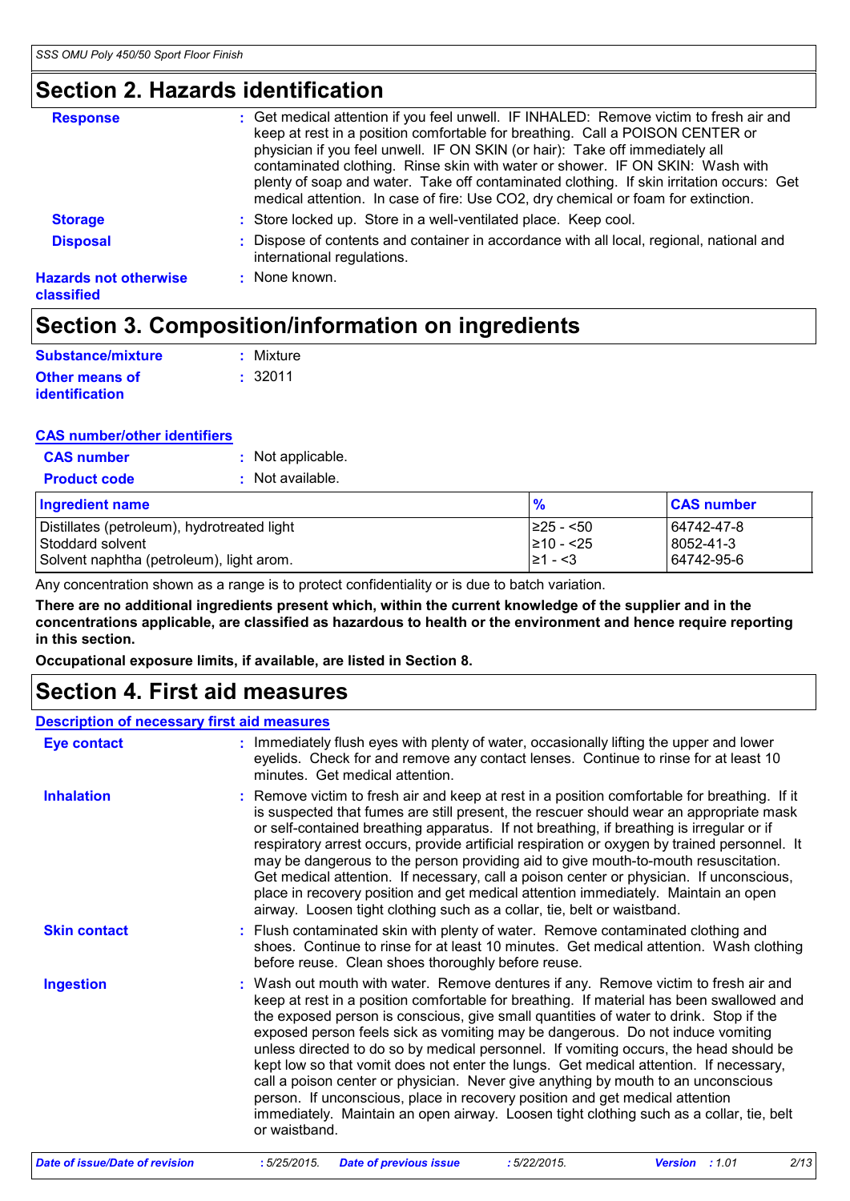# Section 2. Hazards identification

**Response** : Get medical attention if you feel unwell. IF INHALED: Remove victim to fresh air and keep at rest in a position comfortable for breathing. Call a POISON CENTER or physician if you feel unwell. IF ON SKIN (or hair): Take off immediately all contaminated clothing. Rinse skin with water or shower. IF ON SKIN: Wash with plenty of soap and water. Take off contaminated clothing. If skin irritation occurs: Get medical attention. In case of fire: Use CO2, dry chemical or foam for extinction.

**Storage** : Store locked up. Store in a well-ventilated place. Keep cool.

**Disposal** : Dispose of contents and container in accordance with all local, regional, national and international regulations.

**Hazards not otherwise classified** : None known.

# Section 3. Composition/information on ingredients

**Substance/mixture** : Mixture

**Other means of identification** : 32011

**CAS number/other identifiers**

**CAS number** : Not applicable.

**Product code** : Not available.

| Ingredient name | % | CAS number |
|---|---|---|
| Distillates (petroleum), hydrotreated light | ≥25 - <50 | 64742-47-8 |
| Stoddard solvent | ≥10 - <25 | 8052-41-3 |
| Solvent naphtha (petroleum), light arom. | ≥1 - <3 | 64742-95-6 |

Any concentration shown as a range is to protect confidentiality or is due to batch variation.

**There are no additional ingredients present which, within the current knowledge of the supplier and in the concentrations applicable, are classified as hazardous to health or the environment and hence require reporting in this section.**

**Occupational exposure limits, if available, are listed in Section 8.**

# Section 4. First aid measures

**Description of necessary first aid measures**

**Eye contact** : Immediately flush eyes with plenty of water, occasionally lifting the upper and lower eyelids. Check for and remove any contact lenses. Continue to rinse for at least 10 minutes. Get medical attention.

**Inhalation** : Remove victim to fresh air and keep at rest in a position comfortable for breathing. If it is suspected that fumes are still present, the rescuer should wear an appropriate mask or self-contained breathing apparatus. If not breathing, if breathing is irregular or if respiratory arrest occurs, provide artificial respiration or oxygen by trained personnel. It may be dangerous to the person providing aid to give mouth-to-mouth resuscitation. Get medical attention. If necessary, call a poison center or physician. If unconscious, place in recovery position and get medical attention immediately. Maintain an open airway. Loosen tight clothing such as a collar, tie, belt or waistband.

**Skin contact** : Flush contaminated skin with plenty of water. Remove contaminated clothing and shoes. Continue to rinse for at least 10 minutes. Get medical attention. Wash clothing before reuse. Clean shoes thoroughly before reuse.

**Ingestion** : Wash out mouth with water. Remove dentures if any. Remove victim to fresh air and keep at rest in a position comfortable for breathing. If material has been swallowed and the exposed person is conscious, give small quantities of water to drink. Stop if the exposed person feels sick as vomiting may be dangerous. Do not induce vomiting unless directed to do so by medical personnel. If vomiting occurs, the head should be kept low so that vomit does not enter the lungs. Get medical attention. If necessary, call a poison center or physician. Never give anything by mouth to an unconscious person. If unconscious, place in recovery position and get medical attention immediately. Maintain an open airway. Loosen tight clothing such as a collar, tie, belt or waistband.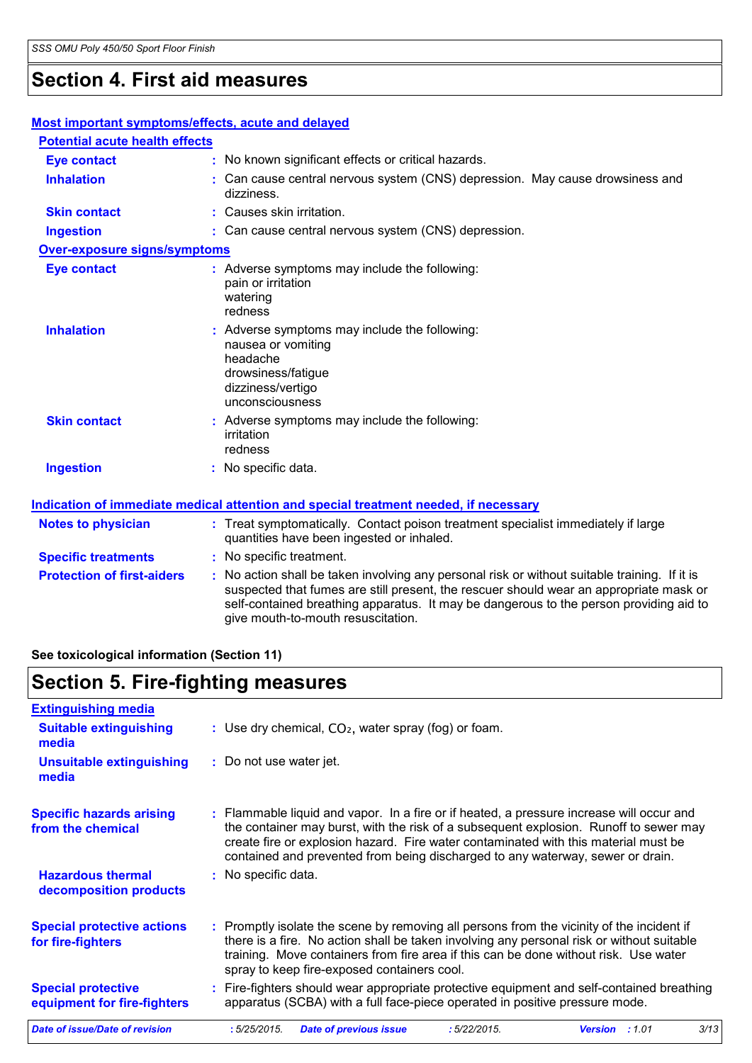## Section 4. First aid measures

### Most important symptoms/effects, acute and delayed

#### Potential acute health effects

| | |
|---|---|
| **Eye contact** | : No known significant effects or critical hazards. |
| **Inhalation** | : Can cause central nervous system (CNS) depression. May cause drowsiness and dizziness. |
| **Skin contact** | : Causes skin irritation. |
| **Ingestion** | : Can cause central nervous system (CNS) depression. |

#### Over-exposure signs/symptoms

| | |
|---|---|
| **Eye contact** | : Adverse symptoms may include the following:<br>pain or irritation<br>watering<br>redness |
| **Inhalation** | : Adverse symptoms may include the following:<br>nausea or vomiting<br>headache<br>drowsiness/fatigue<br>dizziness/vertigo<br>unconsciousness |
| **Skin contact** | : Adverse symptoms may include the following:<br>irritation<br>redness |
| **Ingestion** | : No specific data. |

### Indication of immediate medical attention and special treatment needed, if necessary

| | |
|---|---|
| **Notes to physician** | : Treat symptomatically. Contact poison treatment specialist immediately if large quantities have been ingested or inhaled. |
| **Specific treatments** | : No specific treatment. |
| **Protection of first-aiders** | : No action shall be taken involving any personal risk or without suitable training. If it is suspected that fumes are still present, the rescuer should wear an appropriate mask or self-contained breathing apparatus. It may be dangerous to the person providing aid to give mouth-to-mouth resuscitation. |

**See toxicological information (Section 11)**

## Section 5. Fire-fighting measures

### Extinguishing media

| | |
|---|---|
| **Suitable extinguishing media** | : Use dry chemical, $CO_2$, water spray (fog) or foam. |
| **Unsuitable extinguishing media** | : Do not use water jet. |

| | |
|---|---|
| **Specific hazards arising from the chemical** | : Flammable liquid and vapor. In a fire or if heated, a pressure increase will occur and the container may burst, with the risk of a subsequent explosion. Runoff to sewer may create fire or explosion hazard. Fire water contaminated with this material must be contained and prevented from being discharged to any waterway, sewer or drain. |
| **Hazardous thermal decomposition products** | : No specific data. |
| **Special protective actions for fire-fighters** | : Promptly isolate the scene by removing all persons from the vicinity of the incident if there is a fire. No action shall be taken involving any personal risk or without suitable training. Move containers from fire area if this can be done without risk. Use water spray to keep fire-exposed containers cool. |
| **Special protective equipment for fire-fighters** | : Fire-fighters should wear appropriate protective equipment and self-contained breathing apparatus (SCBA) with a full face-piece operated in positive pressure mode. |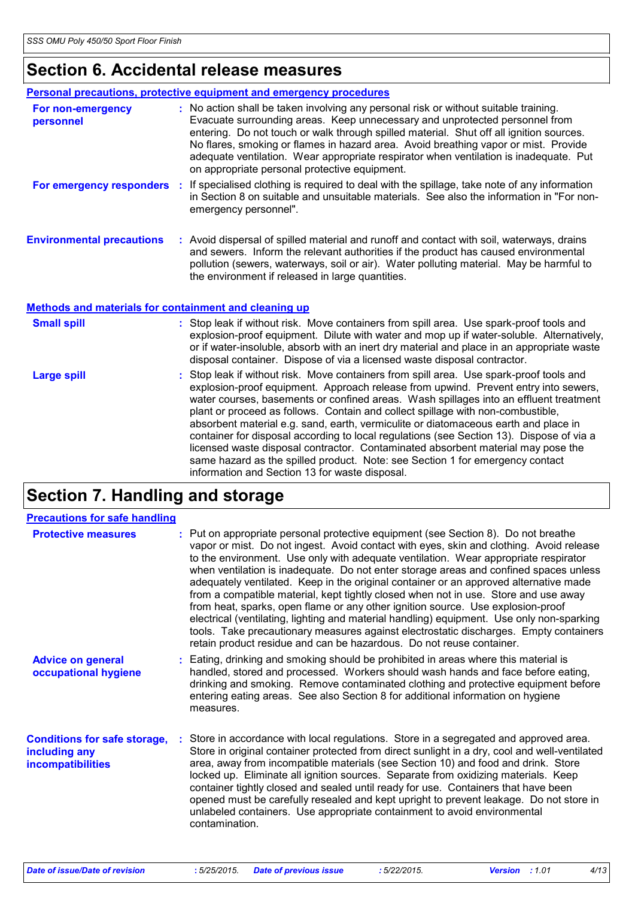# Section 6. Accidental release measures

## Personal precautions, protective equipment and emergency procedures

**For non-emergency personnel** : No action shall be taken involving any personal risk or without suitable training. Evacuate surrounding areas. Keep unnecessary and unprotected personnel from entering. Do not touch or walk through spilled material. Shut off all ignition sources. No flares, smoking or flames in hazard area. Avoid breathing vapor or mist. Provide adequate ventilation. Wear appropriate respirator when ventilation is inadequate. Put on appropriate personal protective equipment.

**For emergency responders** : If specialised clothing is required to deal with the spillage, take note of any information in Section 8 on suitable and unsuitable materials. See also the information in "For non-emergency personnel".

**Environmental precautions** : Avoid dispersal of spilled material and runoff and contact with soil, waterways, drains and sewers. Inform the relevant authorities if the product has caused environmental pollution (sewers, waterways, soil or air). Water polluting material. May be harmful to the environment if released in large quantities.

## Methods and materials for containment and cleaning up

**Small spill** : Stop leak if without risk. Move containers from spill area. Use spark-proof tools and explosion-proof equipment. Dilute with water and mop up if water-soluble. Alternatively, or if water-insoluble, absorb with an inert dry material and place in an appropriate waste disposal container. Dispose of via a licensed waste disposal contractor.

**Large spill** : Stop leak if without risk. Move containers from spill area. Use spark-proof tools and explosion-proof equipment. Approach release from upwind. Prevent entry into sewers, water courses, basements or confined areas. Wash spillages into an effluent treatment plant or proceed as follows. Contain and collect spillage with non-combustible, absorbent material e.g. sand, earth, vermiculite or diatomaceous earth and place in container for disposal according to local regulations (see Section 13). Dispose of via a licensed waste disposal contractor. Contaminated absorbent material may pose the same hazard as the spilled product. Note: see Section 1 for emergency contact information and Section 13 for waste disposal.

# Section 7. Handling and storage

## Precautions for safe handling

**Protective measures** : Put on appropriate personal protective equipment (see Section 8). Do not breathe vapor or mist. Do not ingest. Avoid contact with eyes, skin and clothing. Avoid release to the environment. Use only with adequate ventilation. Wear appropriate respirator when ventilation is inadequate. Do not enter storage areas and confined spaces unless adequately ventilated. Keep in the original container or an approved alternative made from a compatible material, kept tightly closed when not in use. Store and use away from heat, sparks, open flame or any other ignition source. Use explosion-proof electrical (ventilating, lighting and material handling) equipment. Use only non-sparking tools. Take precautionary measures against electrostatic discharges. Empty containers retain product residue and can be hazardous. Do not reuse container.

**Advice on general occupational hygiene** : Eating, drinking and smoking should be prohibited in areas where this material is handled, stored and processed. Workers should wash hands and face before eating, drinking and smoking. Remove contaminated clothing and protective equipment before entering eating areas. See also Section 8 for additional information on hygiene measures.

**Conditions for safe storage, including any incompatibilities** : Store in accordance with local regulations. Store in a segregated and approved area. Store in original container protected from direct sunlight in a dry, cool and well-ventilated area, away from incompatible materials (see Section 10) and food and drink. Store locked up. Eliminate all ignition sources. Separate from oxidizing materials. Keep container tightly closed and sealed until ready for use. Containers that have been opened must be carefully resealed and kept upright to prevent leakage. Do not store in unlabeled containers. Use appropriate containment to avoid environmental contamination.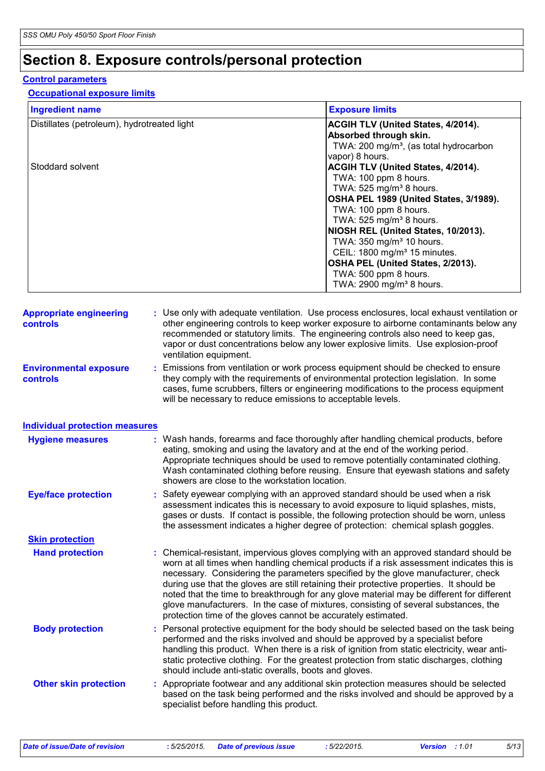# Section 8. Exposure controls/personal protection

## Control parameters

### Occupational exposure limits

| Ingredient name | Exposure limits |
| --- | --- |
| Distillates (petroleum), hydrotreated light | **ACGIH TLV (United States, 4/2014). Absorbed through skin.**<br>TWA: 200 mg/m³, (as total hydrocarbon vapor) 8 hours. |
| Stoddard solvent | **ACGIH TLV (United States, 4/2014).**<br>TWA: 100 ppm 8 hours.<br>TWA: 525 mg/m³ 8 hours.<br>**OSHA PEL 1989 (United States, 3/1989).**<br>TWA: 100 ppm 8 hours.<br>TWA: 525 mg/m³ 8 hours.<br>**NIOSH REL (United States, 10/2013).**<br>TWA: 350 mg/m³ 10 hours.<br>CEIL: 1800 mg/m³ 15 minutes.<br>**OSHA PEL (United States, 2/2013).**<br>TWA: 500 ppm 8 hours.<br>TWA: 2900 mg/m³ 8 hours. |

**Appropriate engineering controls** : Use only with adequate ventilation. Use process enclosures, local exhaust ventilation or other engineering controls to keep worker exposure to airborne contaminants below any recommended or statutory limits. The engineering controls also need to keep gas, vapor or dust concentrations below any lower explosive limits. Use explosion-proof ventilation equipment.

**Environmental exposure controls** : Emissions from ventilation or work process equipment should be checked to ensure they comply with the requirements of environmental protection legislation. In some cases, fume scrubbers, filters or engineering modifications to the process equipment will be necessary to reduce emissions to acceptable levels.

## Individual protection measures

**Hygiene measures** : Wash hands, forearms and face thoroughly after handling chemical products, before eating, smoking and using the lavatory and at the end of the working period. Appropriate techniques should be used to remove potentially contaminated clothing. Wash contaminated clothing before reusing. Ensure that eyewash stations and safety showers are close to the workstation location.

**Eye/face protection** : Safety eyewear complying with an approved standard should be used when a risk assessment indicates this is necessary to avoid exposure to liquid splashes, mists, gases or dusts. If contact is possible, the following protection should be worn, unless the assessment indicates a higher degree of protection: chemical splash goggles.

### Skin protection

**Hand protection** : Chemical-resistant, impervious gloves complying with an approved standard should be worn at all times when handling chemical products if a risk assessment indicates this is necessary. Considering the parameters specified by the glove manufacturer, check during use that the gloves are still retaining their protective properties. It should be noted that the time to breakthrough for any glove material may be different for different glove manufacturers. In the case of mixtures, consisting of several substances, the protection time of the gloves cannot be accurately estimated.

**Body protection** : Personal protective equipment for the body should be selected based on the task being performed and the risks involved and should be approved by a specialist before handling this product. When there is a risk of ignition from static electricity, wear anti-static protective clothing. For the greatest protection from static discharges, clothing should include anti-static overalls, boots and gloves.

**Other skin protection** : Appropriate footwear and any additional skin protection measures should be selected based on the task being performed and the risks involved and should be approved by a specialist before handling this product.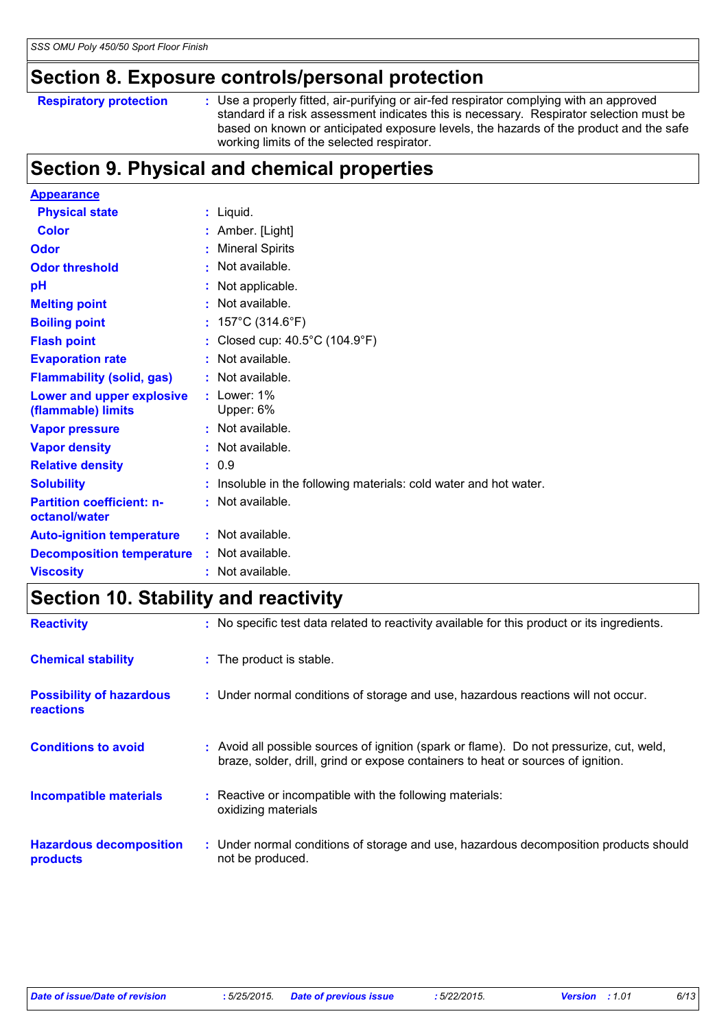## Section 8. Exposure controls/personal protection

| | |
|---|---|
| **Respiratory protection** | : Use a properly fitted, air-purifying or air-fed respirator complying with an approved standard if a risk assessment indicates this is necessary. Respirator selection must be based on known or anticipated exposure levels, the hazards of the product and the safe working limits of the selected respirator. |

## Section 9. Physical and chemical properties

| | |
|---|---|
| **Appearance** | |
| **Physical state** | : Liquid. |
| **Color** | : Amber. [Light] |
| **Odor** | : Mineral Spirits |
| **Odor threshold** | : Not available. |
| **pH** | : Not applicable. |
| **Melting point** | : Not available. |
| **Boiling point** | : 157°C (314.6°F) |
| **Flash point** | : Closed cup: 40.5°C (104.9°F) |
| **Evaporation rate** | : Not available. |
| **Flammability (solid, gas)** | : Not available. |
| **Lower and upper explosive (flammable) limits** | : Lower: 1%<br>Upper: 6% |
| **Vapor pressure** | : Not available. |
| **Vapor density** | : Not available. |
| **Relative density** | : 0.9 |
| **Solubility** | : Insoluble in the following materials: cold water and hot water. |
| **Partition coefficient: n-octanol/water** | : Not available. |
| **Auto-ignition temperature** | : Not available. |
| **Decomposition temperature** | : Not available. |
| **Viscosity** | : Not available. |

## Section 10. Stability and reactivity

| | |
|---|---|
| **Reactivity** | : No specific test data related to reactivity available for this product or its ingredients. |
| **Chemical stability** | : The product is stable. |
| **Possibility of hazardous reactions** | : Under normal conditions of storage and use, hazardous reactions will not occur. |
| **Conditions to avoid** | : Avoid all possible sources of ignition (spark or flame). Do not pressurize, cut, weld, braze, solder, drill, grind or expose containers to heat or sources of ignition. |
| **Incompatible materials** | : Reactive or incompatible with the following materials:<br>oxidizing materials |
| **Hazardous decomposition products** | : Under normal conditions of storage and use, hazardous decomposition products should not be produced. |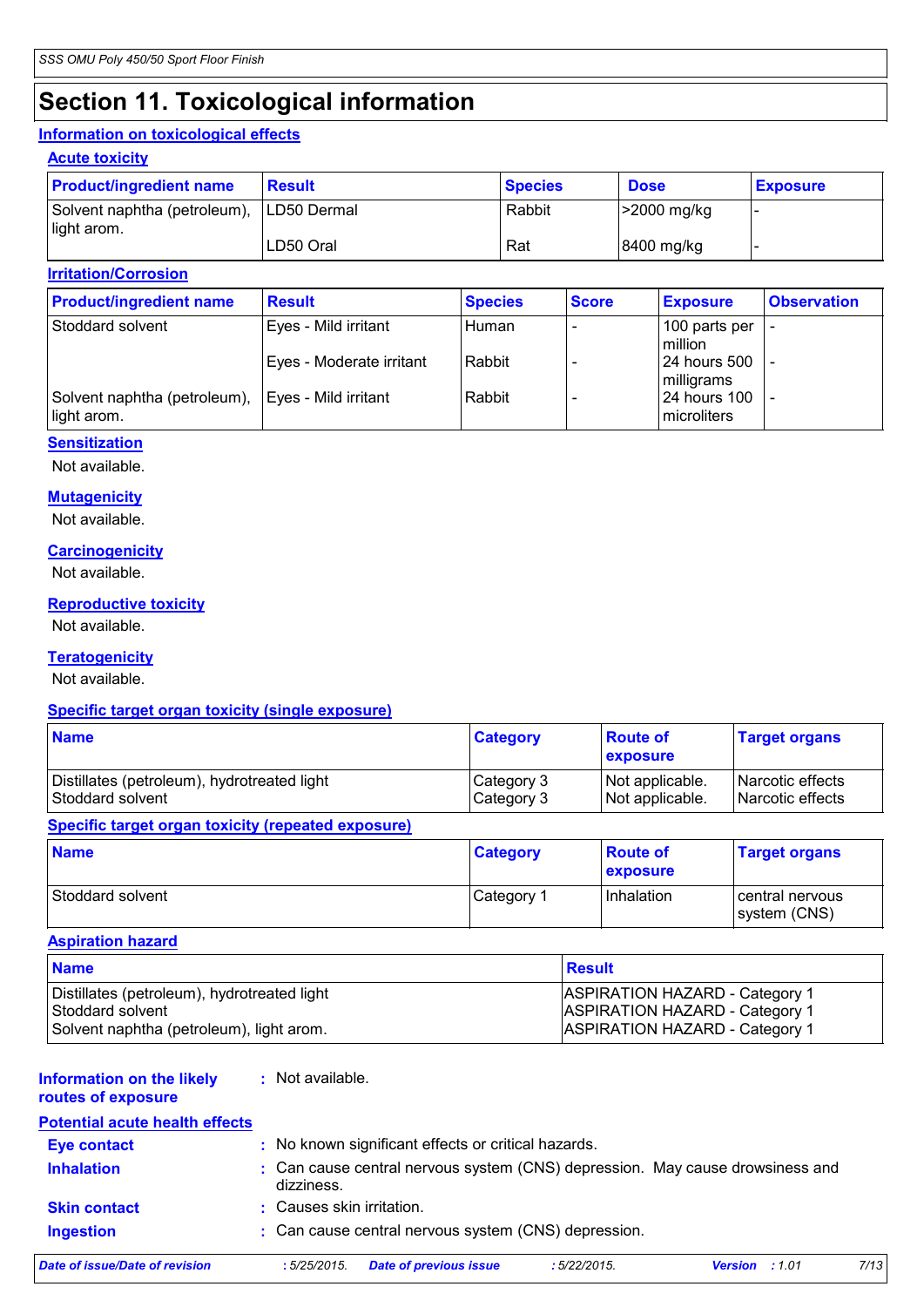# Section 11. Toxicological information

## Information on toxicological effects

### Acute toxicity

| Product/ingredient name | Result | Species | Dose | Exposure |
|---|---|---|---|---|
| Solvent naphtha (petroleum), light arom. | LD50 Dermal | Rabbit | >2000 mg/kg | - |
| | LD50 Oral | Rat | 8400 mg/kg | - |

### Irritation/Corrosion

| Product/ingredient name | Result | Species | Score | Exposure | Observation |
|---|---|---|---|---|---|
| Stoddard solvent | Eyes - Mild irritant | Human | - | 100 parts per million | - |
| | Eyes - Moderate irritant | Rabbit | - | 24 hours 500 milligrams | - |
| Solvent naphtha (petroleum), light arom. | Eyes - Mild irritant | Rabbit | - | 24 hours 100 microliters | - |

### Sensitization

Not available.

### Mutagenicity

Not available.

### Carcinogenicity

Not available.

### Reproductive toxicity

Not available.

### Teratogenicity

Not available.

### Specific target organ toxicity (single exposure)

| Name | Category | Route of exposure | Target organs |
|---|---|---|---|
| Distillates (petroleum), hydrotreated light | Category 3 | Not applicable. | Narcotic effects |
| Stoddard solvent | Category 3 | Not applicable. | Narcotic effects |

### Specific target organ toxicity (repeated exposure)

| Name | Category | Route of exposure | Target organs |
|---|---|---|---|
| Stoddard solvent | Category 1 | Inhalation | central nervous system (CNS) |

### Aspiration hazard

| Name | Result |
|---|---|
| Distillates (petroleum), hydrotreated light | ASPIRATION HAZARD - Category 1 |
| Stoddard solvent | ASPIRATION HAZARD - Category 1 |
| Solvent naphtha (petroleum), light arom. | ASPIRATION HAZARD - Category 1 |

**Information on the likely routes of exposure** : Not available.

## Potential acute health effects

**Eye contact** : No known significant effects or critical hazards.

**Inhalation** : Can cause central nervous system (CNS) depression. May cause drowsiness and dizziness.

**Skin contact** : Causes skin irritation.

**Ingestion** : Can cause central nervous system (CNS) depression.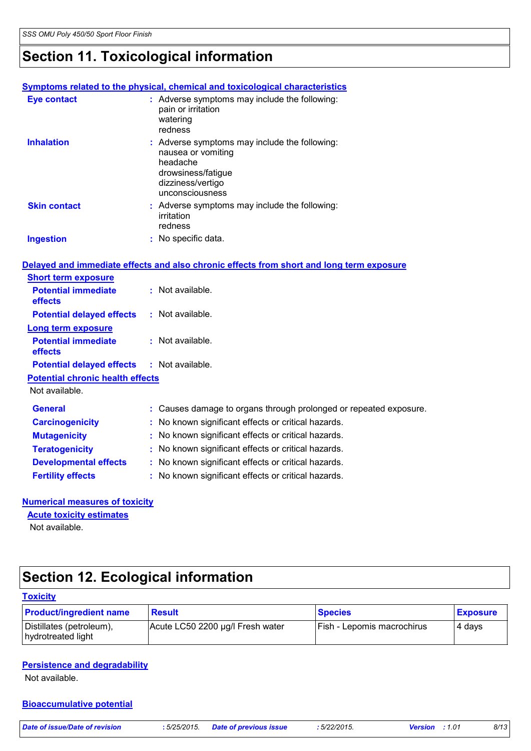# Section 11. Toxicological information

### Symptoms related to the physical, chemical and toxicological characteristics

**Eye contact** : Adverse symptoms may include the following:
pain or irritation
watering
redness

**Inhalation** : Adverse symptoms may include the following:
nausea or vomiting
headache
drowsiness/fatigue
dizziness/vertigo
unconsciousness

**Skin contact** : Adverse symptoms may include the following:
irritation
redness

**Ingestion** : No specific data.

### Delayed and immediate effects and also chronic effects from short and long term exposure

**Short term exposure**

**Potential immediate effects** : Not available.

**Potential delayed effects** : Not available.

**Long term exposure**

**Potential immediate effects** : Not available.

**Potential delayed effects** : Not available.

**Potential chronic health effects**

Not available.

**General** : Causes damage to organs through prolonged or repeated exposure.

**Carcinogenicity** : No known significant effects or critical hazards.

**Mutagenicity** : No known significant effects or critical hazards.

**Teratogenicity** : No known significant effects or critical hazards.

**Developmental effects** : No known significant effects or critical hazards.

**Fertility effects** : No known significant effects or critical hazards.

### Numerical measures of toxicity

**Acute toxicity estimates**

Not available.

# Section 12. Ecological information

### Toxicity

| Product/ingredient name | Result | Species | Exposure |
|---|---|---|---|
| Distillates (petroleum), hydrotreated light | Acute LC50 2200 µg/l Fresh water | Fish - Lepomis macrochirus | 4 days |

### Persistence and degradability

Not available.

### Bioaccumulative potential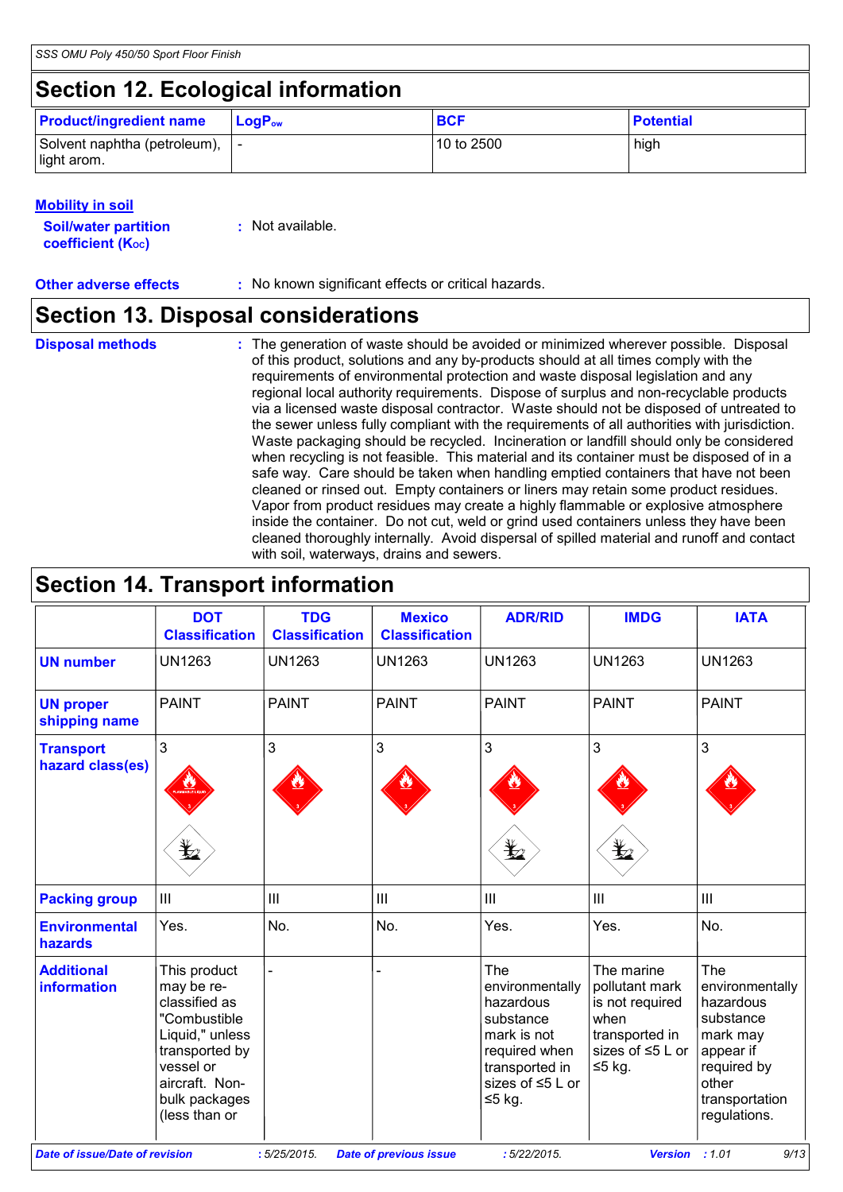## Section 12. Ecological information

| Product/ingredient name | $LogP_{ow}$ | BCF | Potential |
|---|---|---|---|
| Solvent naphtha (petroleum), light arom. | - | 10 to 2500 | high |

**Mobility in soil**

**Soil/water partition coefficient ($K_{OC}$)** : Not available.

**Other adverse effects** : No known significant effects or critical hazards.

## Section 13. Disposal considerations

**Disposal methods** : The generation of waste should be avoided or minimized wherever possible. Disposal of this product, solutions and any by-products should at all times comply with the requirements of environmental protection and waste disposal legislation and any regional local authority requirements. Dispose of surplus and non-recyclable products via a licensed waste disposal contractor. Waste should not be disposed of untreated to the sewer unless fully compliant with the requirements of all authorities with jurisdiction. Waste packaging should be recycled. Incineration or landfill should only be considered when recycling is not feasible. This material and its container must be disposed of in a safe way. Care should be taken when handling emptied containers that have not been cleaned or rinsed out. Empty containers or liners may retain some product residues. Vapor from product residues may create a highly flammable or explosive atmosphere inside the container. Do not cut, weld or grind used containers unless they have been cleaned thoroughly internally. Avoid dispersal of spilled material and runoff and contact with soil, waterways, drains and sewers.

## Section 14. Transport information

| | DOT Classification | TDG Classification | Mexico Classification | ADR/RID | IMDG | IATA |
|---|---|---|---|---|---|---|
| **UN number** | UN1263 | UN1263 | UN1263 | UN1263 | UN1263 | UN1263 |
| **UN proper shipping name** | PAINT | PAINT | PAINT | PAINT | PAINT | PAINT |
| **Transport hazard class(es)** | 3 | 3 | 3 | 3 | 3 | 3 |
| **Packing group** | III | III | III | III | III | III |
| **Environmental hazards** | Yes. | No. | No. | Yes. | Yes. | No. |
| **Additional information** | This product may be re-classified as "Combustible Liquid," unless transported by vessel or aircraft. Non-bulk packages (less than or | - | - | The environmentally hazardous substance mark is not required when transported in sizes of ≤5 L or ≤5 kg. | The marine pollutant mark is not required when transported in sizes of ≤5 L or ≤5 kg. | The environmentally hazardous substance mark may appear if required by other transportation regulations. |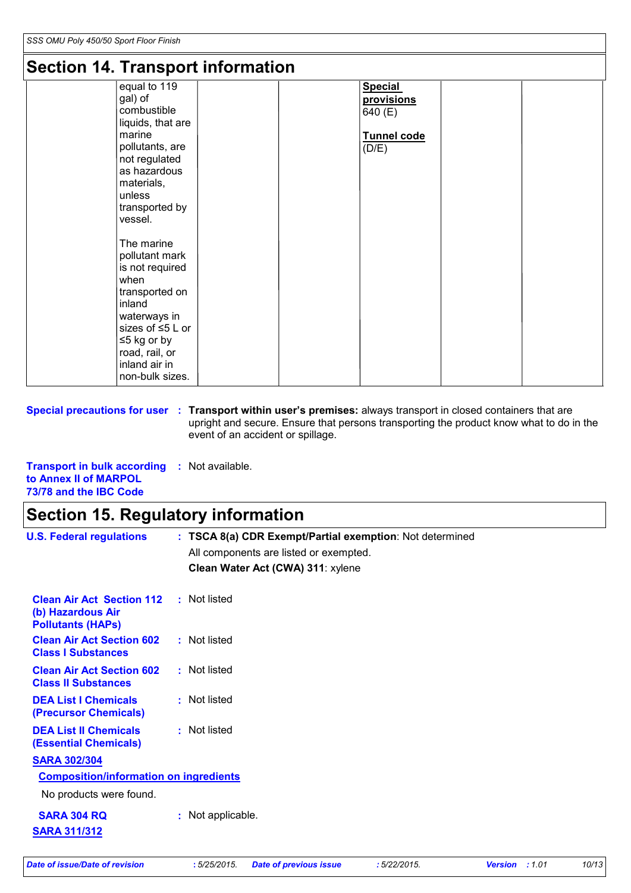## Section 14. Transport information

| | | | | | | |
|---|---|---|---|---|---|---|
| | equal to 119 gal) of combustible liquids, that are marine pollutants, are not regulated as hazardous materials, unless transported by vessel.<br><br>The marine pollutant mark is not required when transported on inland waterways in sizes of ≤5 L or ≤5 kg or by road, rail, or inland air in non-bulk sizes. | | | **Special provisions** 640 (E)<br><br>**Tunnel code** (D/E) | | |

**Special precautions for user** : **Transport within user's premises:** always transport in closed containers that are upright and secure. Ensure that persons transporting the product know what to do in the event of an accident or spillage.

**Transport in bulk according to Annex II of MARPOL 73/78 and the IBC Code** : Not available.

## Section 15. Regulatory information

**U.S. Federal regulations** : **TSCA 8(a) CDR Exempt/Partial exemption**: Not determined

All components are listed or exempted.

**Clean Water Act (CWA) 311**: xylene

**Clean Air Act Section 112 (b) Hazardous Air Pollutants (HAPs)** : Not listed

**Clean Air Act Section 602 Class I Substances** : Not listed

**Clean Air Act Section 602 Class II Substances** : Not listed

**DEA List I Chemicals (Precursor Chemicals)** : Not listed

**DEA List II Chemicals (Essential Chemicals)** : Not listed

**SARA 302/304**

**Composition/information on ingredients**

No products were found.

**SARA 304 RQ** : Not applicable.

**SARA 311/312**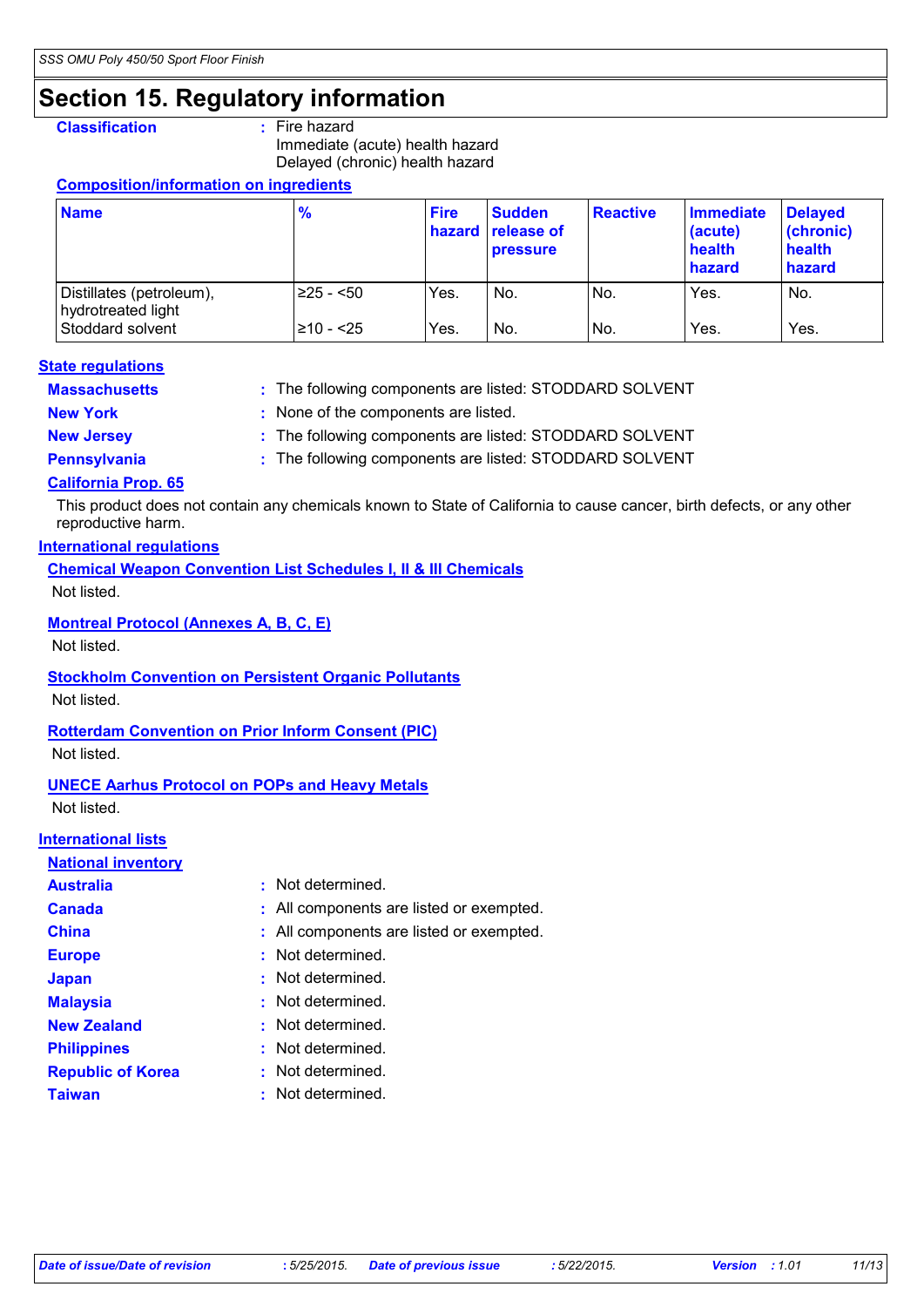# Section 15. Regulatory information

**Classification** : Fire hazard
Immediate (acute) health hazard
Delayed (chronic) health hazard

**Composition/information on ingredients**

| Name | % | Fire hazard | Sudden release of pressure | Reactive | Immediate (acute) health hazard | Delayed (chronic) health hazard |
|---|---|---|---|---|---|---|
| Distillates (petroleum), hydrotreated light | ≥25 - <50 | Yes. | No. | No. | Yes. | No. |
| Stoddard solvent | ≥10 - <25 | Yes. | No. | No. | Yes. | Yes. |

**State regulations**

**Massachusetts** : The following components are listed: STODDARD SOLVENT

**New York** : None of the components are listed.

**New Jersey** : The following components are listed: STODDARD SOLVENT

**Pennsylvania** : The following components are listed: STODDARD SOLVENT

**California Prop. 65**

This product does not contain any chemicals known to State of California to cause cancer, birth defects, or any other reproductive harm.

**International regulations**

**Chemical Weapon Convention List Schedules I, II & III Chemicals**

Not listed.

**Montreal Protocol (Annexes A, B, C, E)**

Not listed.

**Stockholm Convention on Persistent Organic Pollutants**

Not listed.

**Rotterdam Convention on Prior Inform Consent (PIC)**

Not listed.

**UNECE Aarhus Protocol on POPs and Heavy Metals**

Not listed.

**International lists**

**National inventory**

**Australia** : Not determined.

**Canada** : All components are listed or exempted.

**China** : All components are listed or exempted.

**Europe** : Not determined.

**Japan** : Not determined.

**Malaysia** : Not determined.

**New Zealand** : Not determined.

**Philippines** : Not determined.

**Republic of Korea** : Not determined.

**Taiwan** : Not determined.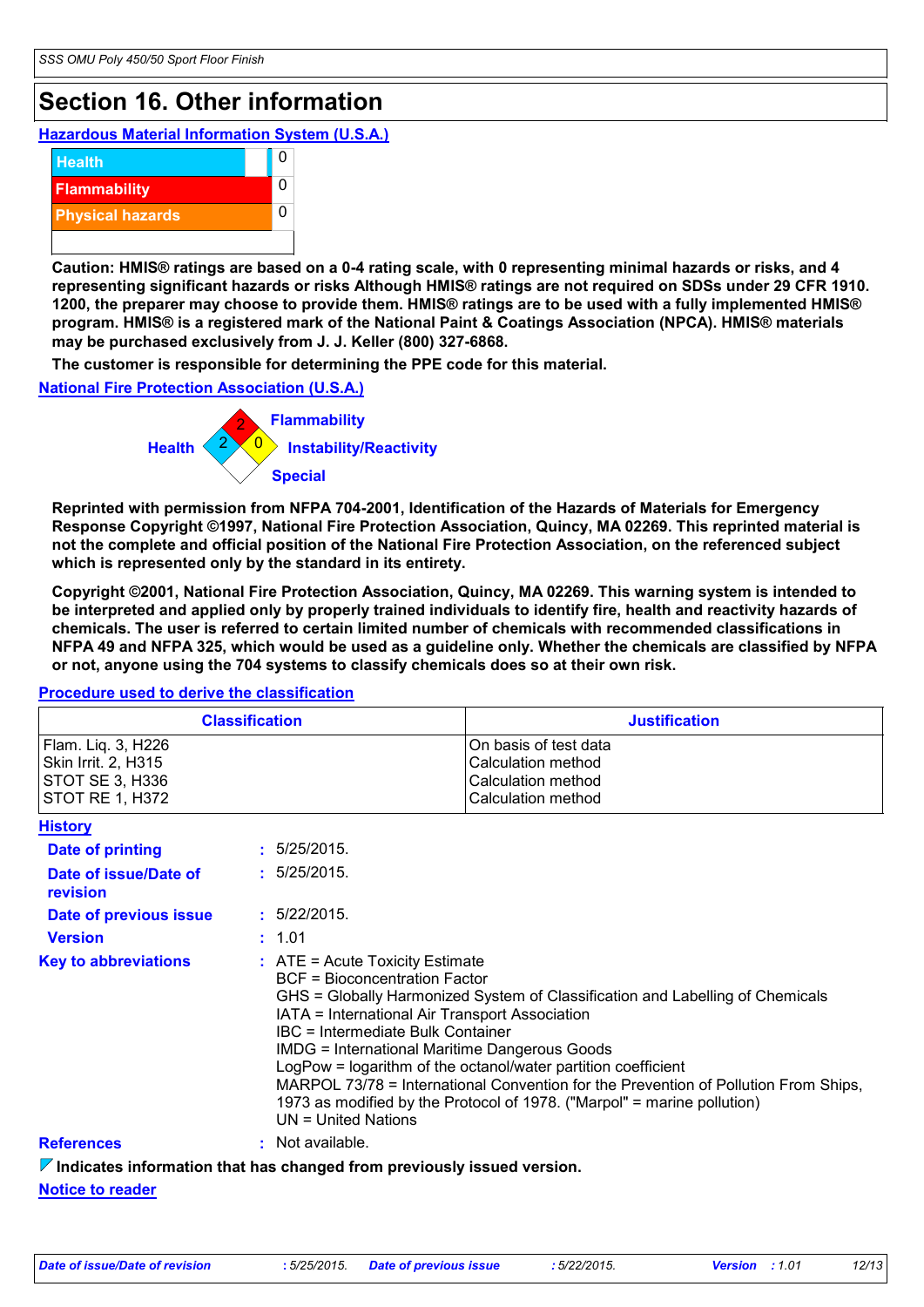# Section 16. Other information

**Hazardous Material Information System (U.S.A.)**

| | |
|---|---|
| Health | 0 |
| Flammability | 0 |
| Physical hazards | 0 |
| | |

**Caution: HMIS® ratings are based on a 0-4 rating scale, with 0 representing minimal hazards or risks, and 4 representing significant hazards or risks Although HMIS® ratings are not required on SDSs under 29 CFR 1910. 1200, the preparer may choose to provide them. HMIS® ratings are to be used with a fully implemented HMIS® program. HMIS® is a registered mark of the National Paint & Coatings Association (NPCA). HMIS® materials may be purchased exclusively from J. J. Keller (800) 327-6868.**

**The customer is responsible for determining the PPE code for this material.**

**National Fire Protection Association (U.S.A.)**

Flammability: 2
Health: 2
Instability/Reactivity: 0
Special:

**Reprinted with permission from NFPA 704-2001, Identification of the Hazards of Materials for Emergency Response Copyright ©1997, National Fire Protection Association, Quincy, MA 02269. This reprinted material is not the complete and official position of the National Fire Protection Association, on the referenced subject which is represented only by the standard in its entirety.**

**Copyright ©2001, National Fire Protection Association, Quincy, MA 02269. This warning system is intended to be interpreted and applied only by properly trained individuals to identify fire, health and reactivity hazards of chemicals. The user is referred to certain limited number of chemicals with recommended classifications in NFPA 49 and NFPA 325, which would be used as a guideline only. Whether the chemicals are classified by NFPA or not, anyone using the 704 systems to classify chemicals does so at their own risk.**

**Procedure used to derive the classification**

| Classification | Justification |
|---|---|
| Flam. Liq. 3, H226 | On basis of test data |
| Skin Irrit. 2, H315 | Calculation method |
| STOT SE 3, H336 | Calculation method |
| STOT RE 1, H372 | Calculation method |

**History**

**Date of printing** : 5/25/2015.

**Date of issue/Date of revision** : 5/25/2015.

**Date of previous issue** : 5/22/2015.

**Version** : 1.01

**Key to abbreviations** : ATE = Acute Toxicity Estimate
BCF = Bioconcentration Factor
GHS = Globally Harmonized System of Classification and Labelling of Chemicals
IATA = International Air Transport Association
IBC = Intermediate Bulk Container
IMDG = International Maritime Dangerous Goods
LogPow = logarithm of the octanol/water partition coefficient
MARPOL 73/78 = International Convention for the Prevention of Pollution From Ships, 1973 as modified by the Protocol of 1978. ("Marpol" = marine pollution)
UN = United Nations

**References** : Not available.

**Indicates information that has changed from previously issued version.**

**Notice to reader**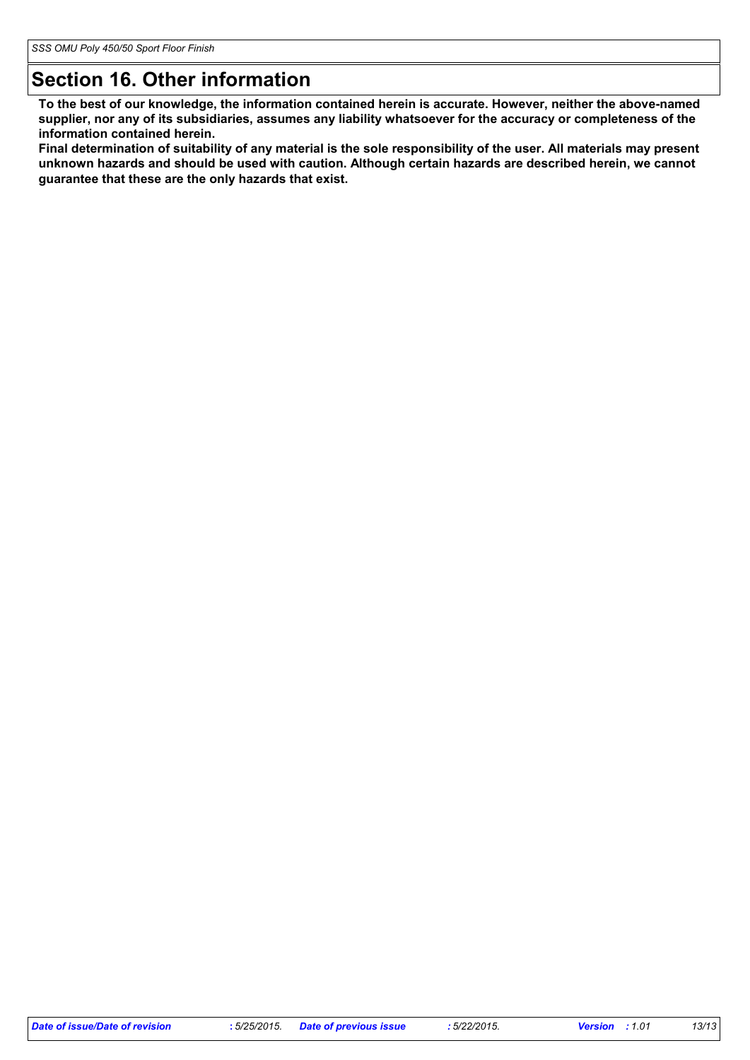## Section 16. Other information

**To the best of our knowledge, the information contained herein is accurate. However, neither the above-named supplier, nor any of its subsidiaries, assumes any liability whatsoever for the accuracy or completeness of the information contained herein.**

**Final determination of suitability of any material is the sole responsibility of the user. All materials may present unknown hazards and should be used with caution. Although certain hazards are described herein, we cannot guarantee that these are the only hazards that exist.**